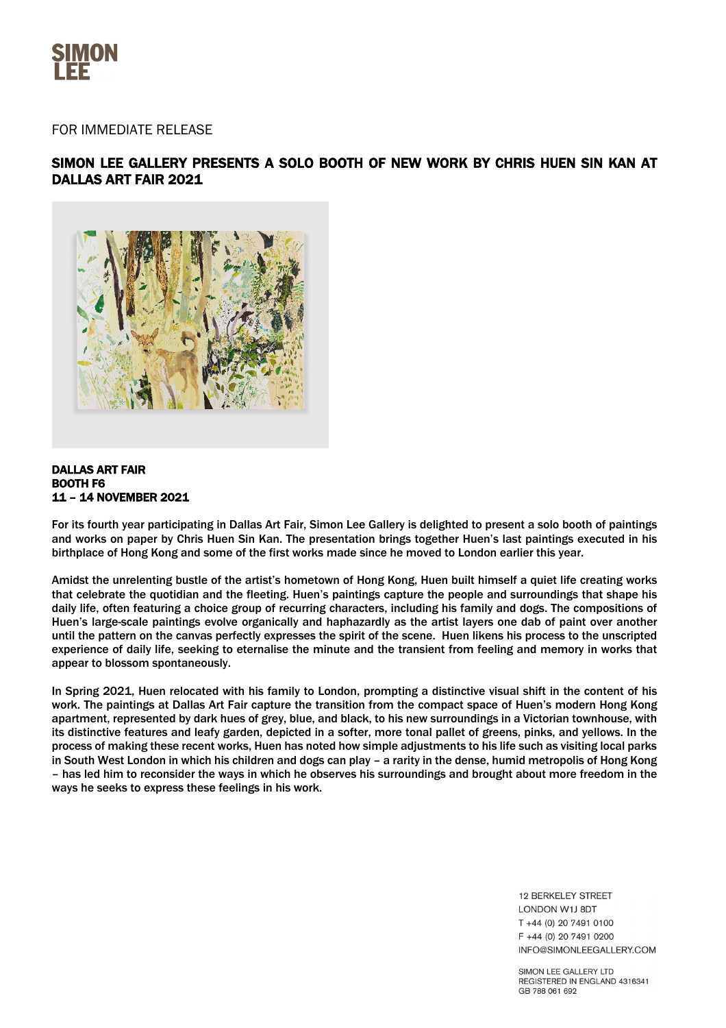SIMON LEE

FOR IMMEDIATE RELEASE

## SIMON LEE GALLERY PRESENTS A SOLO BOOTH OF NEW WORK BY CHRIS HUEN SIN KAN AT DALLAS ART FAIR 2021

**DALLAS ART FAIR**
**BOOTH F6**
**11 – 14 NOVEMBER 2021**

For its fourth year participating in Dallas Art Fair, Simon Lee Gallery is delighted to present a solo booth of paintings and works on paper by Chris Huen Sin Kan. The presentation brings together Huen's last paintings executed in his birthplace of Hong Kong and some of the first works made since he moved to London earlier this year.

Amidst the unrelenting bustle of the artist's hometown of Hong Kong, Huen built himself a quiet life creating works that celebrate the quotidian and the fleeting. Huen's paintings capture the people and surroundings that shape his daily life, often featuring a choice group of recurring characters, including his family and dogs. The compositions of Huen's large-scale paintings evolve organically and haphazardly as the artist layers one dab of paint over another until the pattern on the canvas perfectly expresses the spirit of the scene. Huen likens his process to the unscripted experience of daily life, seeking to eternalise the minute and the transient from feeling and memory in works that appear to blossom spontaneously.

In Spring 2021, Huen relocated with his family to London, prompting a distinctive visual shift in the content of his work. The paintings at Dallas Art Fair capture the transition from the compact space of Huen's modern Hong Kong apartment, represented by dark hues of grey, blue, and black, to his new surroundings in a Victorian townhouse, with its distinctive features and leafy garden, depicted in a softer, more tonal pallet of greens, pinks, and yellows. In the process of making these recent works, Huen has noted how simple adjustments to his life such as visiting local parks in South West London in which his children and dogs can play – a rarity in the dense, humid metropolis of Hong Kong – has led him to reconsider the ways in which he observes his surroundings and brought about more freedom in the ways he seeks to express these feelings in his work.

12 BERKELEY STREET
LONDON W1J 8DT
T +44 (0) 20 7491 0100
F +44 (0) 20 7491 0200
INFO@SIMONLEEGALLERY.COM

SIMON LEE GALLERY LTD
REGISTERED IN ENGLAND 4316341
GB 788 061 692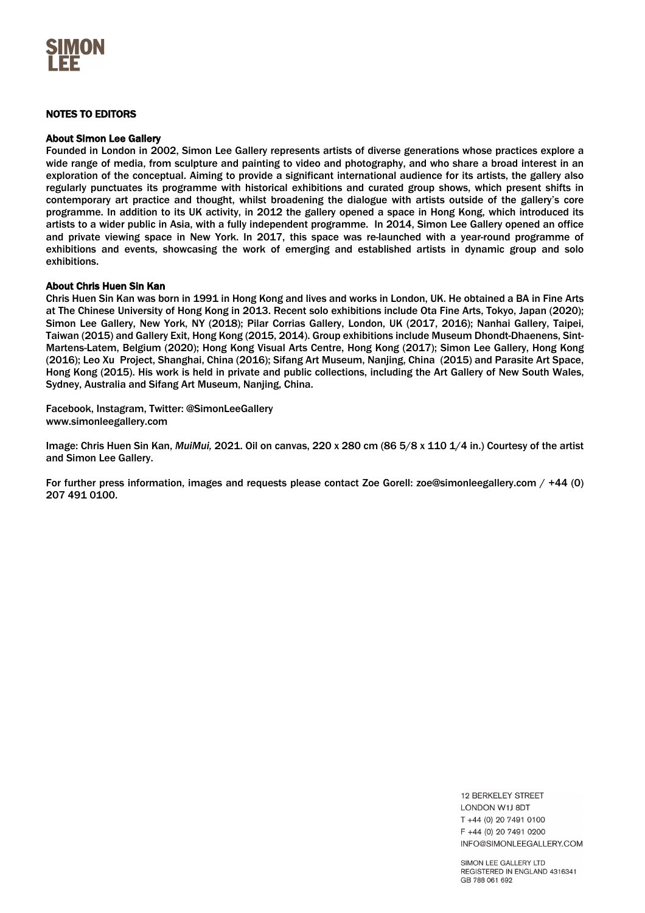**SIMON LEE**

## NOTES TO EDITORS

### About Simon Lee Gallery

Founded in London in 2002, Simon Lee Gallery represents artists of diverse generations whose practices explore a wide range of media, from sculpture and painting to video and photography, and who share a broad interest in an exploration of the conceptual. Aiming to provide a significant international audience for its artists, the gallery also regularly punctuates its programme with historical exhibitions and curated group shows, which present shifts in contemporary art practice and thought, whilst broadening the dialogue with artists outside of the gallery's core programme. In addition to its UK activity, in 2012 the gallery opened a space in Hong Kong, which introduced its artists to a wider public in Asia, with a fully independent programme. In 2014, Simon Lee Gallery opened an office and private viewing space in New York. In 2017, this space was re-launched with a year-round programme of exhibitions and events, showcasing the work of emerging and established artists in dynamic group and solo exhibitions.

### About Chris Huen Sin Kan

Chris Huen Sin Kan was born in 1991 in Hong Kong and lives and works in London, UK. He obtained a BA in Fine Arts at The Chinese University of Hong Kong in 2013. Recent solo exhibitions include Ota Fine Arts, Tokyo, Japan (2020); Simon Lee Gallery, New York, NY (2018); Pilar Corrias Gallery, London, UK (2017, 2016); Nanhai Gallery, Taipei, Taiwan (2015) and Gallery Exit, Hong Kong (2015, 2014). Group exhibitions include Museum Dhondt-Dhaenens, Sint-Martens-Latem, Belgium (2020); Hong Kong Visual Arts Centre, Hong Kong (2017); Simon Lee Gallery, Hong Kong (2016); Leo Xu Project, Shanghai, China (2016); Sifang Art Museum, Nanjing, China (2015) and Parasite Art Space, Hong Kong (2015). His work is held in private and public collections, including the Art Gallery of New South Wales, Sydney, Australia and Sifang Art Museum, Nanjing, China.

Facebook, Instagram, Twitter: @SimonLeeGallery
www.simonleegallery.com

Image: Chris Huen Sin Kan, *MuiMui,* 2021. Oil on canvas, 220 x 280 cm (86 5/8 x 110 1/4 in.) Courtesy of the artist and Simon Lee Gallery.

For further press information, images and requests please contact Zoe Gorell: zoe@simonleegallery.com / +44 (0) 207 491 0100.

12 BERKELEY STREET
LONDON W1J 8DT
T +44 (0) 20 7491 0100
F +44 (0) 20 7491 0200
INFO@SIMONLEEGALLERY.COM

SIMON LEE GALLERY LTD
REGISTERED IN ENGLAND 4316341
GB 788 061 692